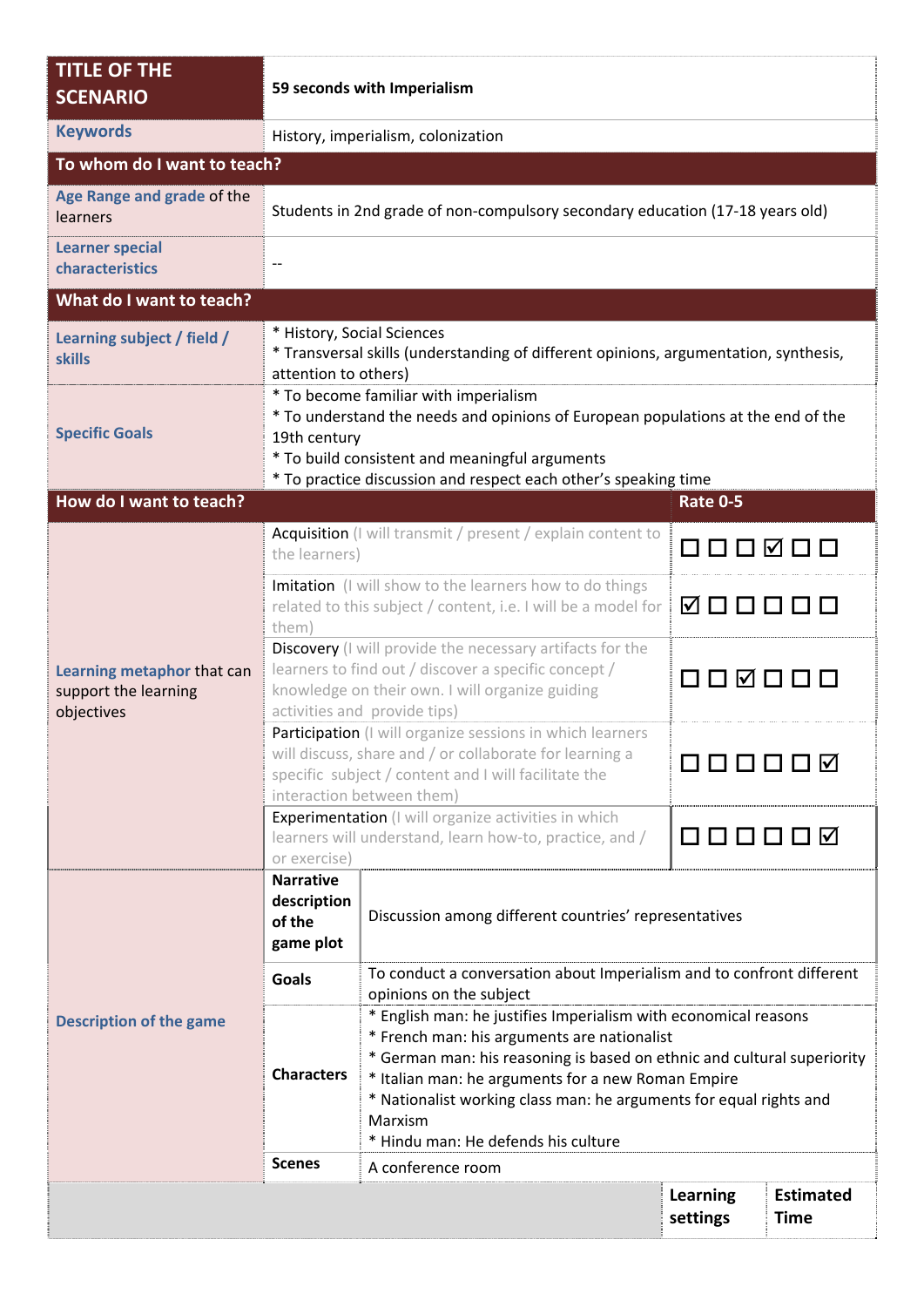| TITLE OF THE SCENARIO | 59 seconds with Imperialism | | |
|---|---|---|---|
| **Keywords** | History, imperialism, colonization | | |
| **To whom do I want to teach?** | | | |
| **Age Range and grade** of the learners | Students in 2nd grade of non-compulsory secondary education (17-18 years old) | | |
| **Learner special characteristics** | -- | | |
| **What do I want to teach?** | | | |
| **Learning subject / field / skills** | * History, Social Sciences<br>* Transversal skills (understanding of different opinions, argumentation, synthesis, attention to others) | | |
| **Specific Goals** | * To become familiar with imperialism<br>* To understand the needs and opinions of European populations at the end of the 19th century<br>* To build consistent and meaningful arguments<br>* To practice discussion and respect each other's speaking time | | |
| **How do I want to teach?** | | **Rate 0-5** | |
| **Learning metaphor** that can support the learning objectives | Acquisition (I will transmit / present / explain content to the learners) | ☐ ☐ ☐ ☑ ☐ ☐ | |
| | Imitation (I will show to the learners how to do things related to this subject / content, i.e. I will be a model for them) | ☑ ☐ ☐ ☐ ☐ ☐ | |
| | Discovery (I will provide the necessary artifacts for the learners to find out / discover a specific concept / knowledge on their own. I will organize guiding activities and provide tips) | ☐ ☐ ☑ ☐ ☐ ☐ | |
| | Participation (I will organize sessions in which learners will discuss, share and / or collaborate for learning a specific subject / content and I will facilitate the interaction between them) | ☐ ☐ ☐ ☐ ☐ ☑ | |
| | Experimentation (I will organize activities in which learners will understand, learn how-to, practice, and / or exercise) | ☐ ☐ ☐ ☐ ☐ ☑ | |
| **Description of the game** | **Narrative description of the game plot** | Discussion among different countries' representatives | |
| | **Goals** | To conduct a conversation about Imperialism and to confront different opinions on the subject | |
| | **Characters** | * English man: he justifies Imperialism with economical reasons<br>* French man: his arguments are nationalist<br>* German man: his reasoning is based on ethnic and cultural superiority<br>* Italian man: he arguments for a new Roman Empire<br>* Nationalist working class man: he arguments for equal rights and Marxism<br>* Hindu man: He defends his culture | |
| | **Scenes** | A conference room | |
| | | **Learning settings** | **Estimated Time** |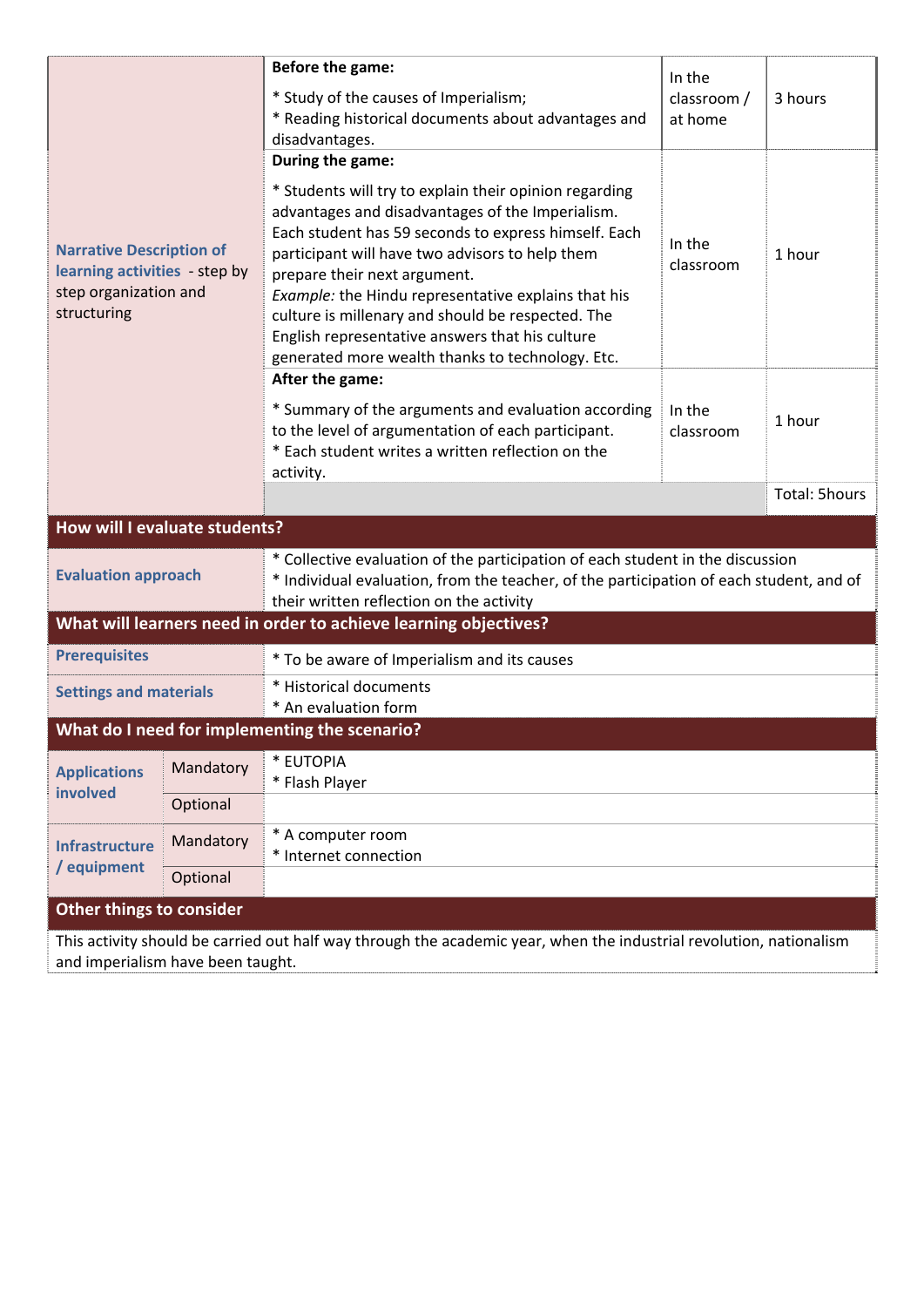| | | | |
|---|---|---|---|
| **Narrative Description of learning activities** - step by step organization and structuring | **Before the game:**<br>* Study of the causes of Imperialism;<br>* Reading historical documents about advantages and disadvantages. | In the classroom / at home | 3 hours |
| | **During the game:**<br>* Students will try to explain their opinion regarding advantages and disadvantages of the Imperialism. Each student has 59 seconds to express himself. Each participant will have two advisors to help them prepare their next argument.<br>*Example:* the Hindu representative explains that his culture is millenary and should be respected. The English representative answers that his culture generated more wealth thanks to technology. Etc. | In the classroom | 1 hour |
| | **After the game:**<br>* Summary of the arguments and evaluation according to the level of argumentation of each participant.<br>* Each student writes a written reflection on the activity. | In the classroom | 1 hour |
| | | | Total: 5hours |

## How will I evaluate students?

| | |
|---|---|
| **Evaluation approach** | * Collective evaluation of the participation of each student in the discussion<br>* Individual evaluation, from the teacher, of the participation of each student, and of their written reflection on the activity |

## What will learners need in order to achieve learning objectives?

| | |
|---|---|
| **Prerequisites** | * To be aware of Imperialism and its causes |
| **Settings and materials** | * Historical documents<br>* An evaluation form |

## What do I need for implementing the scenario?

| | | |
|---|---|---|
| **Applications involved** | Mandatory | * EUTOPIA<br>* Flash Player |
| | Optional | |
| **Infrastructure / equipment** | Mandatory | * A computer room<br>* Internet connection |
| | Optional | |

## Other things to consider

This activity should be carried out half way through the academic year, when the industrial revolution, nationalism and imperialism have been taught.